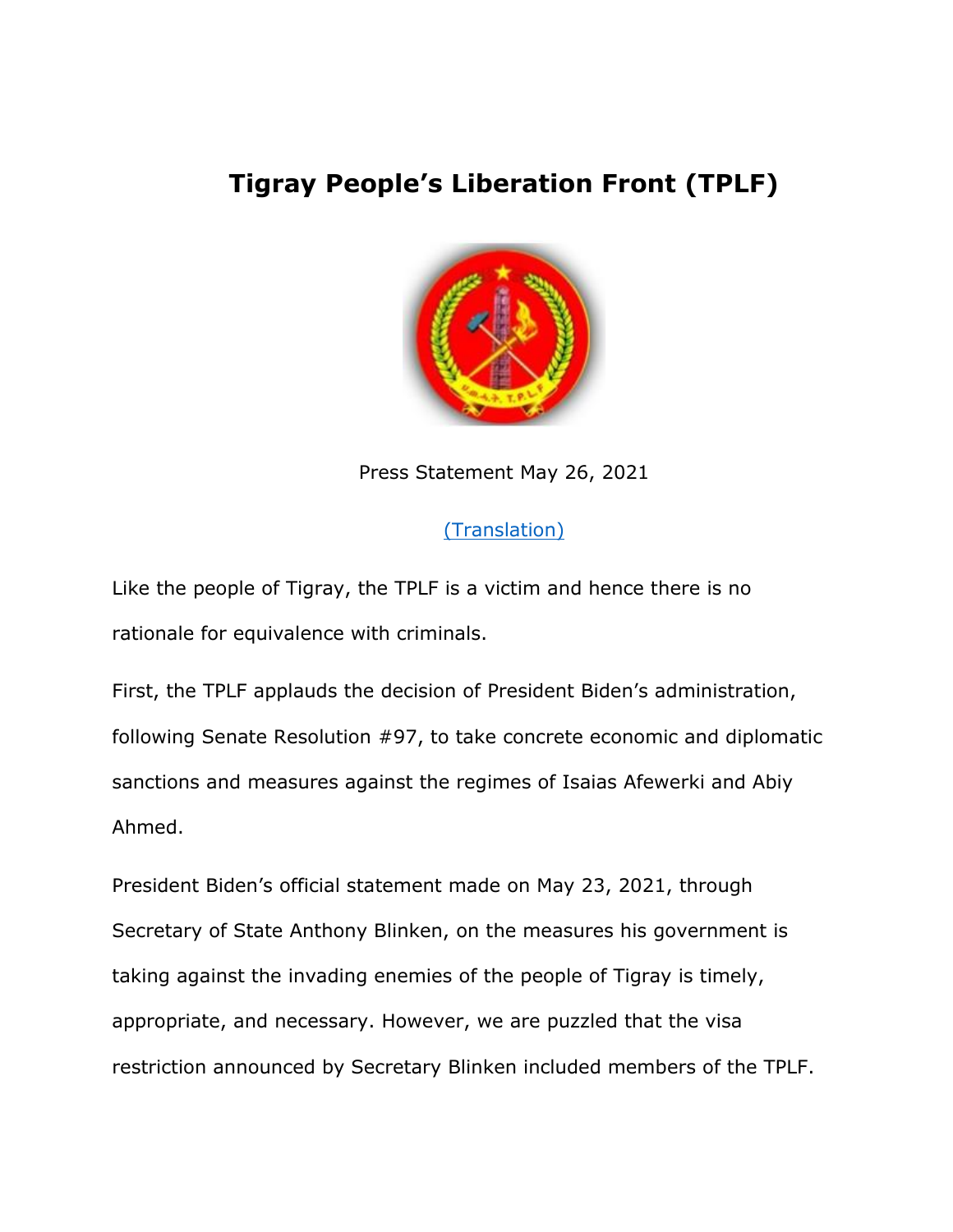# Tigray People's Liberation Front (TPLF)

Press Statement May 26, 2021

[(Translation)]

Like the people of Tigray, the TPLF is a victim and hence there is no rationale for equivalence with criminals.

First, the TPLF applauds the decision of President Biden's administration, following Senate Resolution #97, to take concrete economic and diplomatic sanctions and measures against the regimes of Isaias Afewerki and Abiy Ahmed.

President Biden's official statement made on May 23, 2021, through Secretary of State Anthony Blinken, on the measures his government is taking against the invading enemies of the people of Tigray is timely, appropriate, and necessary. However, we are puzzled that the visa restriction announced by Secretary Blinken included members of the TPLF.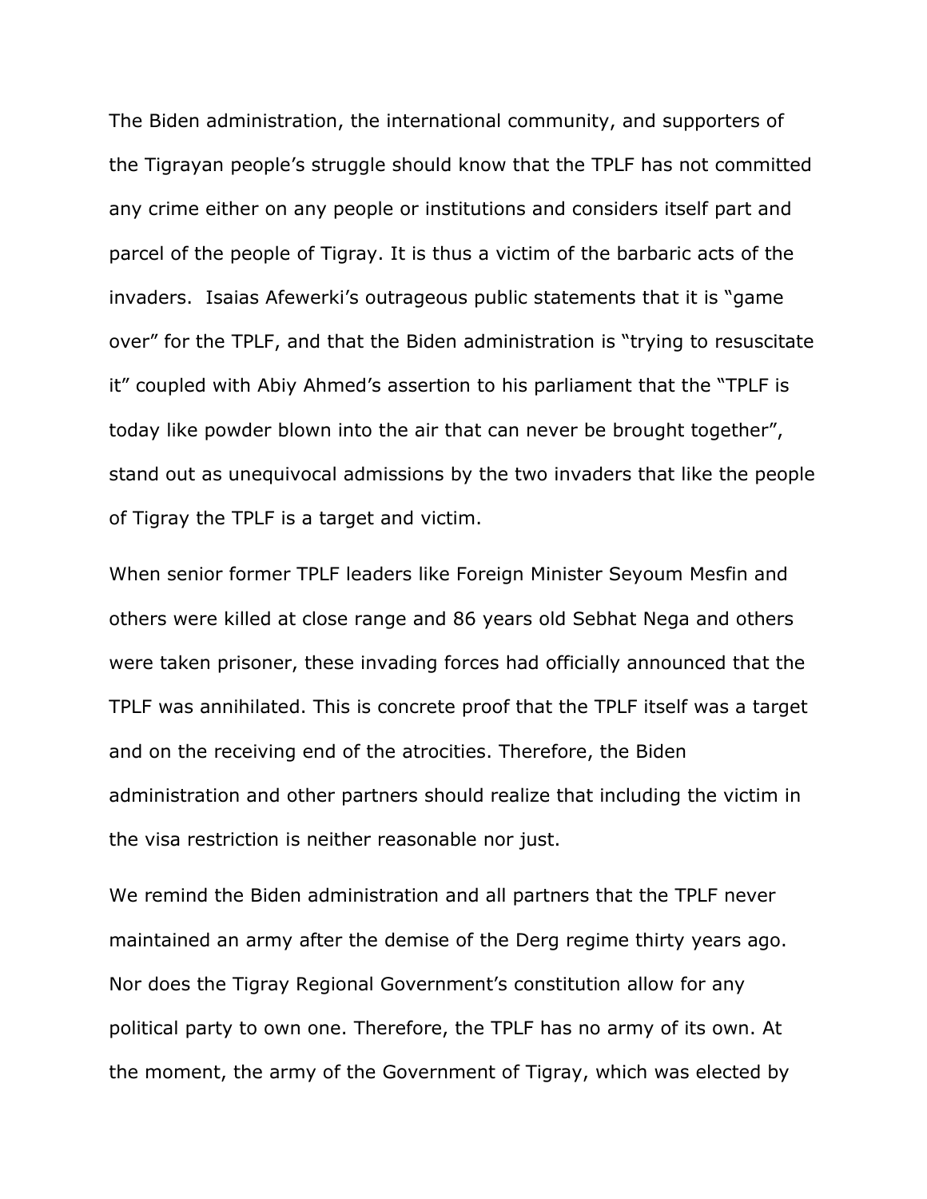The Biden administration, the international community, and supporters of the Tigrayan people's struggle should know that the TPLF has not committed any crime either on any people or institutions and considers itself part and parcel of the people of Tigray. It is thus a victim of the barbaric acts of the invaders. Isaias Afewerki's outrageous public statements that it is "game over" for the TPLF, and that the Biden administration is "trying to resuscitate it" coupled with Abiy Ahmed's assertion to his parliament that the "TPLF is today like powder blown into the air that can never be brought together", stand out as unequivocal admissions by the two invaders that like the people of Tigray the TPLF is a target and victim.

When senior former TPLF leaders like Foreign Minister Seyoum Mesfin and others were killed at close range and 86 years old Sebhat Nega and others were taken prisoner, these invading forces had officially announced that the TPLF was annihilated. This is concrete proof that the TPLF itself was a target and on the receiving end of the atrocities. Therefore, the Biden administration and other partners should realize that including the victim in the visa restriction is neither reasonable nor just.

We remind the Biden administration and all partners that the TPLF never maintained an army after the demise of the Derg regime thirty years ago. Nor does the Tigray Regional Government's constitution allow for any political party to own one. Therefore, the TPLF has no army of its own. At the moment, the army of the Government of Tigray, which was elected by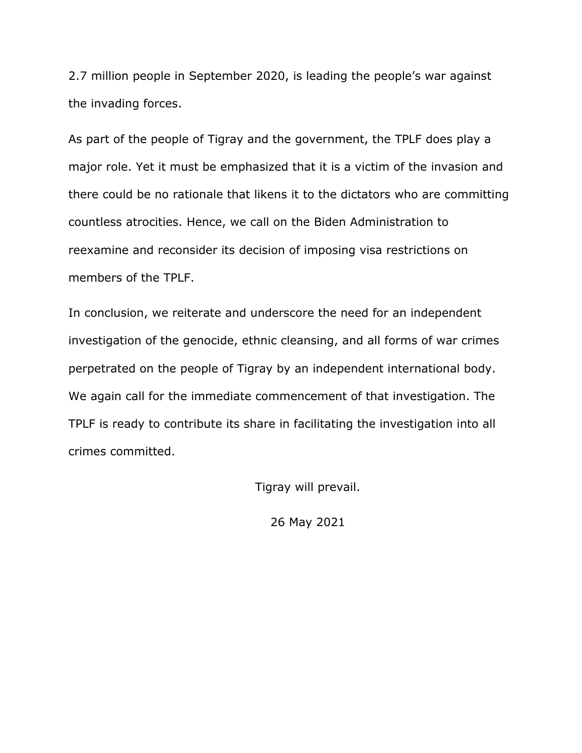2.7 million people in September 2020, is leading the people's war against the invading forces.

As part of the people of Tigray and the government, the TPLF does play a major role. Yet it must be emphasized that it is a victim of the invasion and there could be no rationale that likens it to the dictators who are committing countless atrocities. Hence, we call on the Biden Administration to reexamine and reconsider its decision of imposing visa restrictions on members of the TPLF.

In conclusion, we reiterate and underscore the need for an independent investigation of the genocide, ethnic cleansing, and all forms of war crimes perpetrated on the people of Tigray by an independent international body. We again call for the immediate commencement of that investigation. The TPLF is ready to contribute its share in facilitating the investigation into all crimes committed.

Tigray will prevail.

26 May 2021